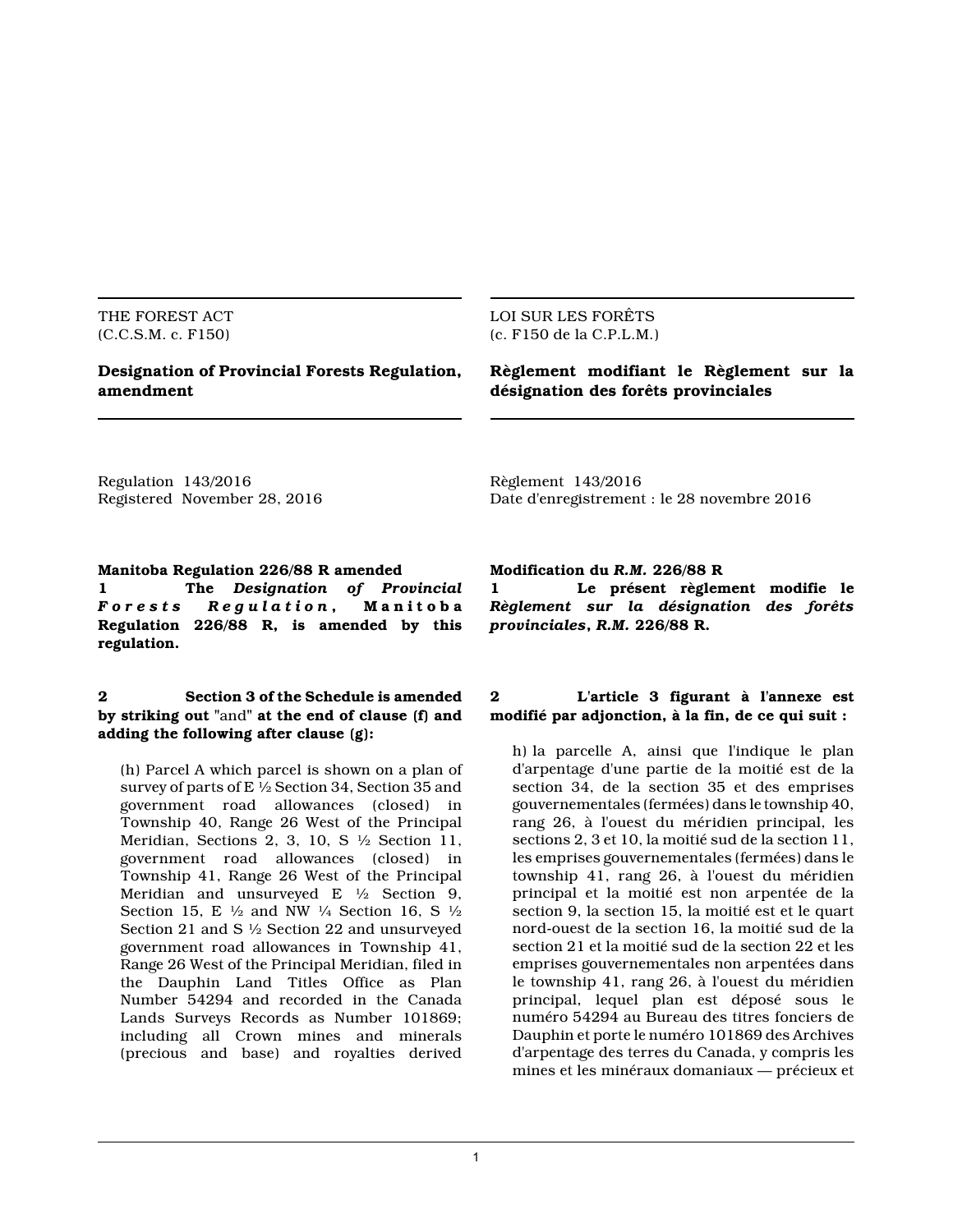THE FOREST ACT
(C.C.S.M. c. F150)

## Designation of Provincial Forests Regulation, amendment

Regulation 143/2016
Registered November 28, 2016

**Manitoba Regulation 226/88 R amended**

**1 The *Designation of Provincial Forests Regulation*, Manitoba Regulation 226/88 R, is amended by this regulation.**

**2 Section 3 of the Schedule is amended by striking out** "and" **at the end of clause (f) and adding the following after clause (g):**

(h) Parcel A which parcel is shown on a plan of survey of parts of E ½ Section 34, Section 35 and government road allowances (closed) in Township 40, Range 26 West of the Principal Meridian, Sections 2, 3, 10, S ½ Section 11, government road allowances (closed) in Township 41, Range 26 West of the Principal Meridian and unsurveyed E ½ Section 9, Section 15, E ½ and NW ¼ Section 16, S ½ Section 21 and S ½ Section 22 and unsurveyed government road allowances in Township 41, Range 26 West of the Principal Meridian, filed in the Dauphin Land Titles Office as Plan Number 54294 and recorded in the Canada Lands Surveys Records as Number 101869; including all Crown mines and minerals (precious and base) and royalties derived

LOI SUR LES FORÊTS
(c. F150 de la C.P.L.M.)

## Règlement modifiant le Règlement sur la désignation des forêts provinciales

Règlement 143/2016
Date d'enregistrement : le 28 novembre 2016

**Modification du *R.M.* 226/88 R**

**1 Le présent règlement modifie le *Règlement sur la désignation des forêts provinciales*, *R.M.* 226/88 R.**

**2 L'article 3 figurant à l'annexe est modifié par adjonction, à la fin, de ce qui suit :**

h) la parcelle A, ainsi que l'indique le plan d'arpentage d'une partie de la moitié est de la section 34, de la section 35 et des emprises gouvernementales (fermées) dans le township 40, rang 26, à l'ouest du méridien principal, les sections 2, 3 et 10, la moitié sud de la section 11, les emprises gouvernementales (fermées) dans le township 41, rang 26, à l'ouest du méridien principal et la moitié est non arpentée de la section 9, la section 15, la moitié est et le quart nord-ouest de la section 16, la moitié sud de la section 21 et la moitié sud de la section 22 et les emprises gouvernementales non arpentées dans le township 41, rang 26, à l'ouest du méridien principal, lequel plan est déposé sous le numéro 54294 au Bureau des titres fonciers de Dauphin et porte le numéro 101869 des Archives d'arpentage des terres du Canada, y compris les mines et les minéraux domaniaux — précieux et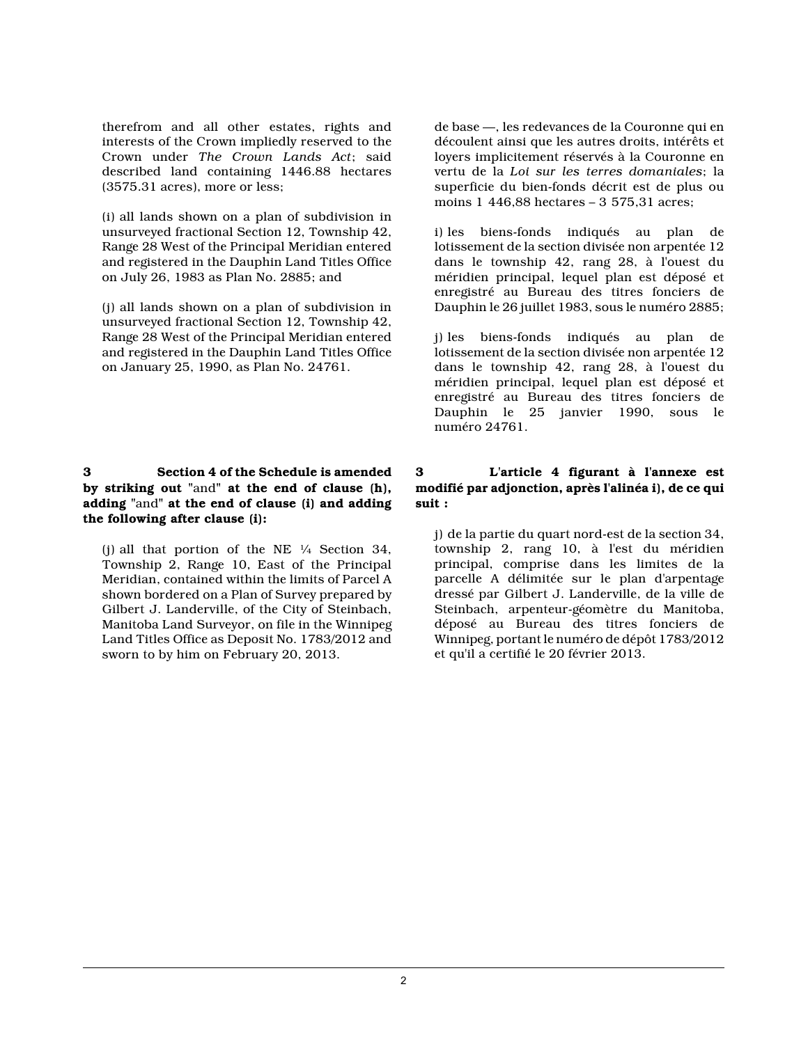therefrom and all other estates, rights and interests of the Crown impliedly reserved to the Crown under *The Crown Lands Act*; said described land containing 1446.88 hectares (3575.31 acres), more or less;

(i) all lands shown on a plan of subdivision in unsurveyed fractional Section 12, Township 42, Range 28 West of the Principal Meridian entered and registered in the Dauphin Land Titles Office on July 26, 1983 as Plan No. 2885; and

(j) all lands shown on a plan of subdivision in unsurveyed fractional Section 12, Township 42, Range 28 West of the Principal Meridian entered and registered in the Dauphin Land Titles Office on January 25, 1990, as Plan No. 24761.

de base —, les redevances de la Couronne qui en découlent ainsi que les autres droits, intérêts et loyers implicitement réservés à la Couronne en vertu de la *Loi sur les terres domaniales*; la superficie du bien-fonds décrit est de plus ou moins 1 446,88 hectares – 3 575,31 acres;

i) les biens-fonds indiqués au plan de lotissement de la section divisée non arpentée 12 dans le township 42, rang 28, à l'ouest du méridien principal, lequel plan est déposé et enregistré au Bureau des titres fonciers de Dauphin le 26 juillet 1983, sous le numéro 2885;

j) les biens-fonds indiqués au plan de lotissement de la section divisée non arpentée 12 dans le township 42, rang 28, à l'ouest du méridien principal, lequel plan est déposé et enregistré au Bureau des titres fonciers de Dauphin le 25 janvier 1990, sous le numéro 24761.

**3 Section 4 of the Schedule is amended by striking out** "and" **at the end of clause (h), adding** "and" **at the end of clause (i) and adding the following after clause (i):**

(j) all that portion of the NE ¼ Section 34, Township 2, Range 10, East of the Principal Meridian, contained within the limits of Parcel A shown bordered on a Plan of Survey prepared by Gilbert J. Landerville, of the City of Steinbach, Manitoba Land Surveyor, on file in the Winnipeg Land Titles Office as Deposit No. 1783/2012 and sworn to by him on February 20, 2013.

**3 L'article 4 figurant à l'annexe est modifié par adjonction, après l'alinéa i), de ce qui suit :**

j) de la partie du quart nord-est de la section 34, township 2, rang 10, à l'est du méridien principal, comprise dans les limites de la parcelle A délimitée sur le plan d'arpentage dressé par Gilbert J. Landerville, de la ville de Steinbach, arpenteur-géomètre du Manitoba, déposé au Bureau des titres fonciers de Winnipeg, portant le numéro de dépôt 1783/2012 et qu'il a certifié le 20 février 2013.